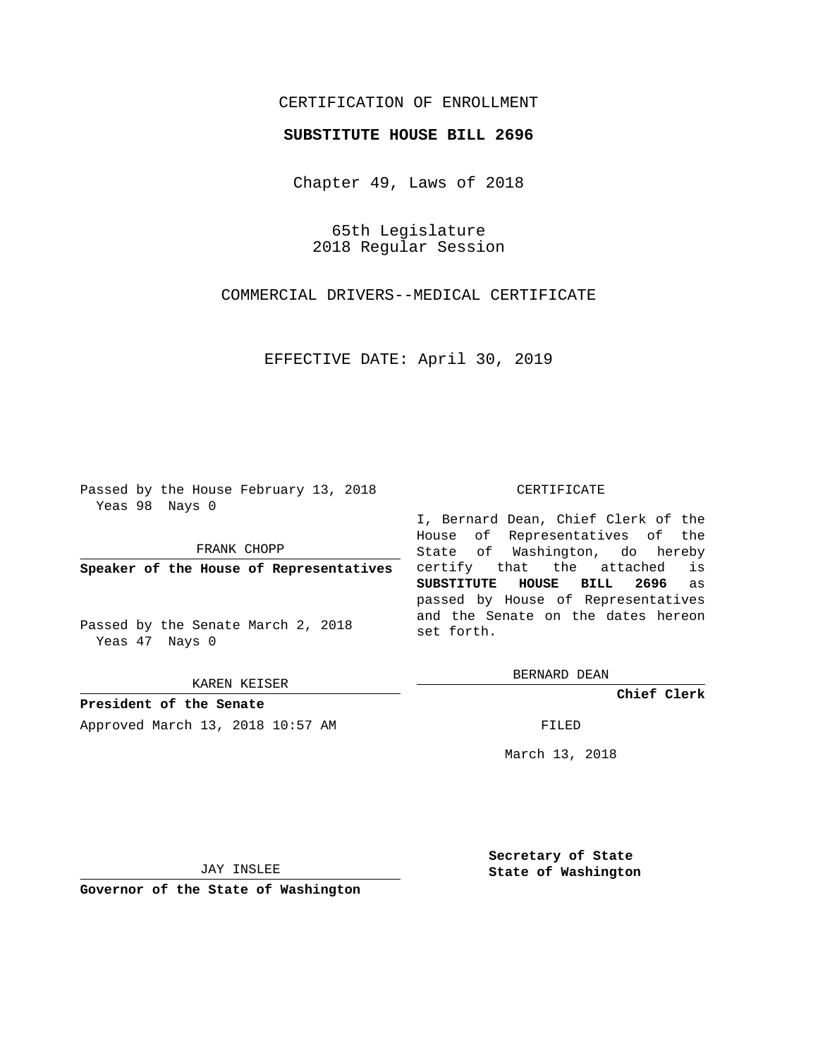CERTIFICATION OF ENROLLMENT

**SUBSTITUTE HOUSE BILL 2696**

Chapter 49, Laws of 2018

65th Legislature
2018 Regular Session

COMMERCIAL DRIVERS--MEDICAL CERTIFICATE

EFFECTIVE DATE: April 30, 2019

Passed by the House February 13, 2018
Yeas 98 Nays 0

FRANK CHOPP

**Speaker of the House of Representatives**

Passed by the Senate March 2, 2018
Yeas 47 Nays 0

KAREN KEISER

**President of the Senate**

Approved March 13, 2018 10:57 AM

JAY INSLEE

**Governor of the State of Washington**

CERTIFICATE

I, Bernard Dean, Chief Clerk of the House of Representatives of the State of Washington, do hereby certify that the attached is **SUBSTITUTE HOUSE BILL 2696** as passed by House of Representatives and the Senate on the dates hereon set forth.

BERNARD DEAN

**Chief Clerk**

FILED

March 13, 2018

**Secretary of State**
**State of Washington**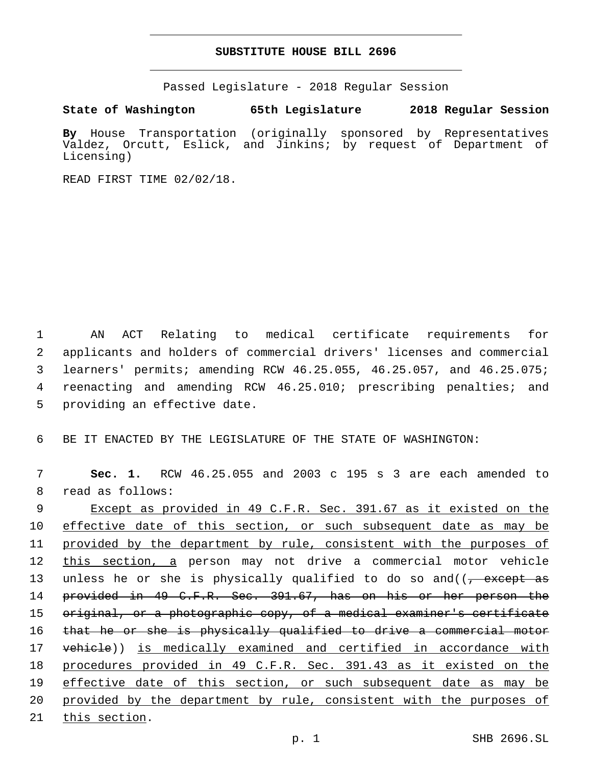# SUBSTITUTE HOUSE BILL 2696

Passed Legislature - 2018 Regular Session

**State of Washington 65th Legislature 2018 Regular Session**

**By** House Transportation (originally sponsored by Representatives Valdez, Orcutt, Eslick, and Jinkins; by request of Department of Licensing)

READ FIRST TIME 02/02/18.

AN ACT Relating to medical certificate requirements for applicants and holders of commercial drivers' licenses and commercial learners' permits; amending RCW 46.25.055, 46.25.057, and 46.25.075; reenacting and amending RCW 46.25.010; prescribing penalties; and providing an effective date.

BE IT ENACTED BY THE LEGISLATURE OF THE STATE OF WASHINGTON:

**Sec. 1.** RCW 46.25.055 and 2003 c 195 s 3 are each amended to read as follows:

<u>Except as provided in 49 C.F.R. Sec. 391.67 as it existed on the effective date of this section, or such subsequent date as may be provided by the department by rule, consistent with the purposes of this section, a</u> person may not drive a commercial motor vehicle unless he or she is physically qualified to do so and((~~, except as provided in 49 C.F.R. Sec. 391.67, has on his or her person the original, or a photographic copy, of a medical examiner's certificate that he or she is physically qualified to drive a commercial motor vehicle~~)) <u>is medically examined and certified in accordance with procedures provided in 49 C.F.R. Sec. 391.43 as it existed on the effective date of this section, or such subsequent date as may be provided by the department by rule, consistent with the purposes of this section</u>.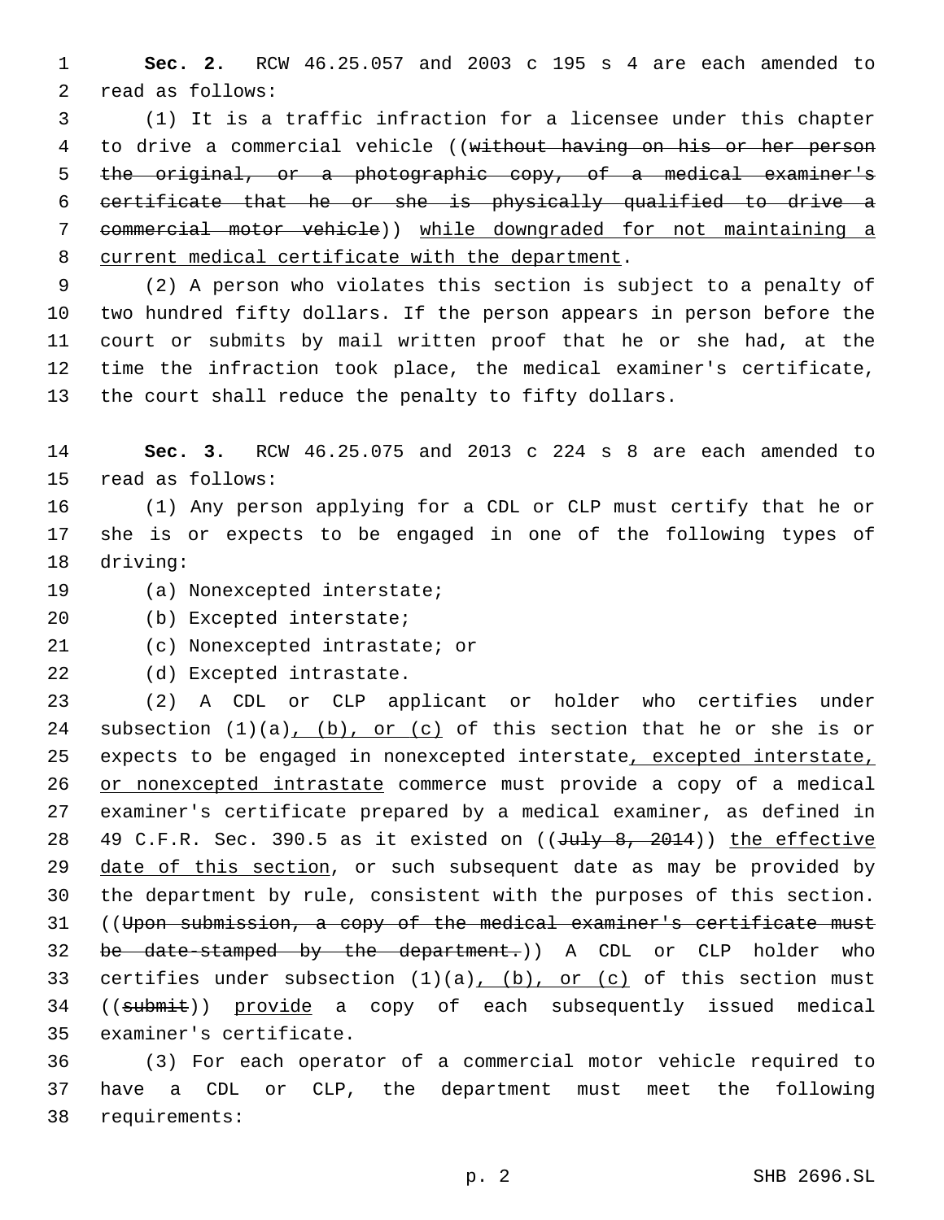**Sec. 2.** RCW 46.25.057 and 2003 c 195 s 4 are each amended to read as follows:

(1) It is a traffic infraction for a licensee under this chapter to drive a commercial vehicle ((~~without having on his or her person the original, or a photographic copy, of a medical examiner's certificate that he or she is physically qualified to drive a commercial motor vehicle~~)) <u>while downgraded for not maintaining a current medical certificate with the department</u>.

(2) A person who violates this section is subject to a penalty of two hundred fifty dollars. If the person appears in person before the court or submits by mail written proof that he or she had, at the time the infraction took place, the medical examiner's certificate, the court shall reduce the penalty to fifty dollars.

**Sec. 3.** RCW 46.25.075 and 2013 c 224 s 8 are each amended to read as follows:

(1) Any person applying for a CDL or CLP must certify that he or she is or expects to be engaged in one of the following types of driving:

(a) Nonexcepted interstate;

(b) Excepted interstate;

(c) Nonexcepted intrastate; or

(d) Excepted intrastate.

(2) A CDL or CLP applicant or holder who certifies under subsection (1)(a)<u>, (b), or (c)</u> of this section that he or she is or expects to be engaged in nonexcepted interstate<u>, excepted interstate, or nonexcepted intrastate</u> commerce must provide a copy of a medical examiner's certificate prepared by a medical examiner, as defined in 49 C.F.R. Sec. 390.5 as it existed on ((~~July 8, 2014~~)) <u>the effective date of this section</u>, or such subsequent date as may be provided by the department by rule, consistent with the purposes of this section. ((~~Upon submission, a copy of the medical examiner's certificate must be date-stamped by the department.~~)) A CDL or CLP holder who certifies under subsection (1)(a)<u>, (b), or (c)</u> of this section must ((~~submit~~)) <u>provide</u> a copy of each subsequently issued medical examiner's certificate.

(3) For each operator of a commercial motor vehicle required to have a CDL or CLP, the department must meet the following requirements: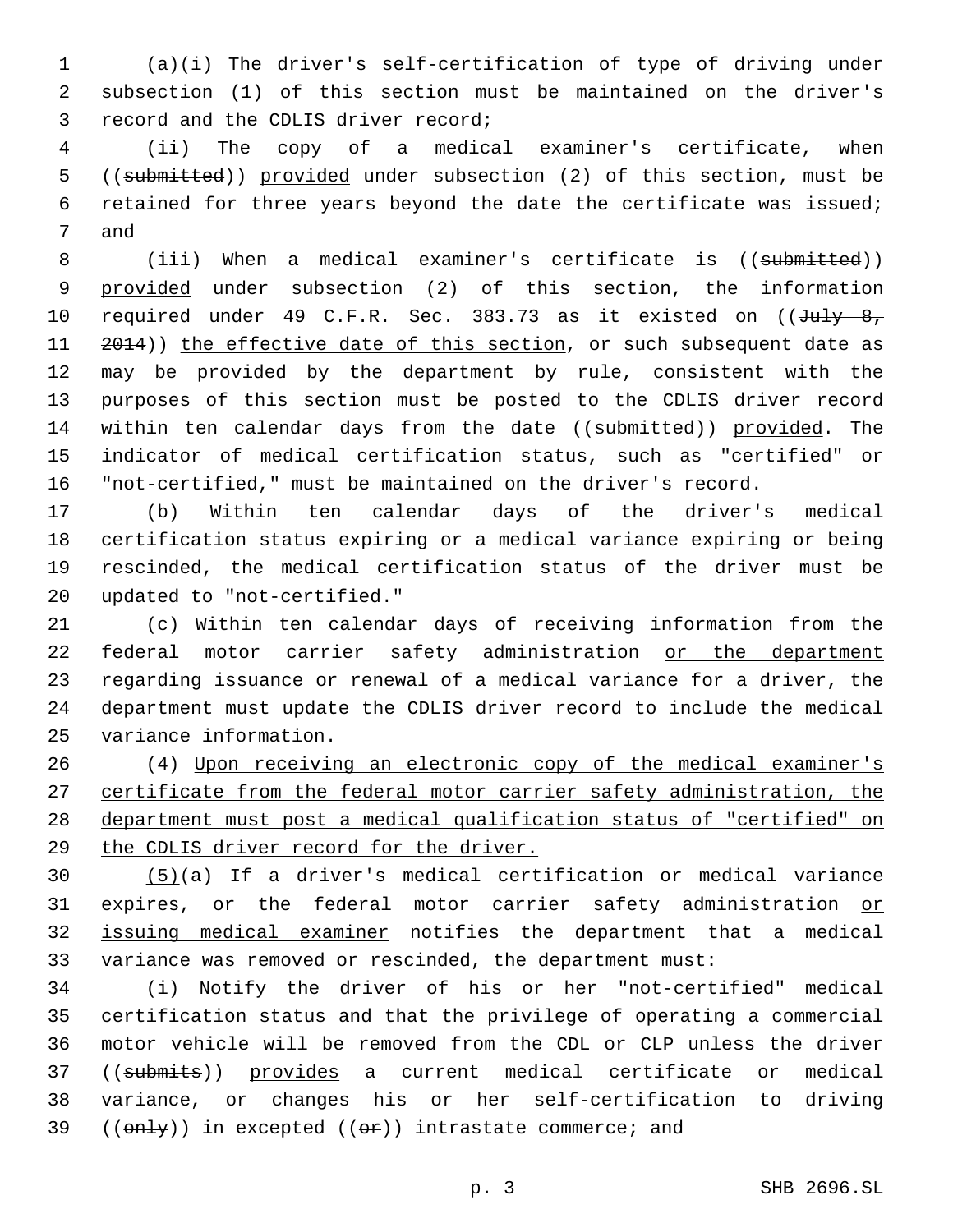(a)(i) The driver's self-certification of type of driving under subsection (1) of this section must be maintained on the driver's record and the CDLIS driver record;

(ii) The copy of a medical examiner's certificate, when ((~~submitted~~)) provided under subsection (2) of this section, must be retained for three years beyond the date the certificate was issued; and

(iii) When a medical examiner's certificate is ((~~submitted~~)) provided under subsection (2) of this section, the information required under 49 C.F.R. Sec. 383.73 as it existed on ((~~July 8, 2014~~)) the effective date of this section, or such subsequent date as may be provided by the department by rule, consistent with the purposes of this section must be posted to the CDLIS driver record within ten calendar days from the date ((~~submitted~~)) provided. The indicator of medical certification status, such as "certified" or "not-certified," must be maintained on the driver's record.

(b) Within ten calendar days of the driver's medical certification status expiring or a medical variance expiring or being rescinded, the medical certification status of the driver must be updated to "not-certified."

(c) Within ten calendar days of receiving information from the federal motor carrier safety administration or the department regarding issuance or renewal of a medical variance for a driver, the department must update the CDLIS driver record to include the medical variance information.

(4) Upon receiving an electronic copy of the medical examiner's certificate from the federal motor carrier safety administration, the department must post a medical qualification status of "certified" on the CDLIS driver record for the driver.

(5)(a) If a driver's medical certification or medical variance expires, or the federal motor carrier safety administration or issuing medical examiner notifies the department that a medical variance was removed or rescinded, the department must:

(i) Notify the driver of his or her "not-certified" medical certification status and that the privilege of operating a commercial motor vehicle will be removed from the CDL or CLP unless the driver ((~~submits~~)) provides a current medical certificate or medical variance, or changes his or her self-certification to driving ((~~only~~)) in excepted ((~~or~~)) intrastate commerce; and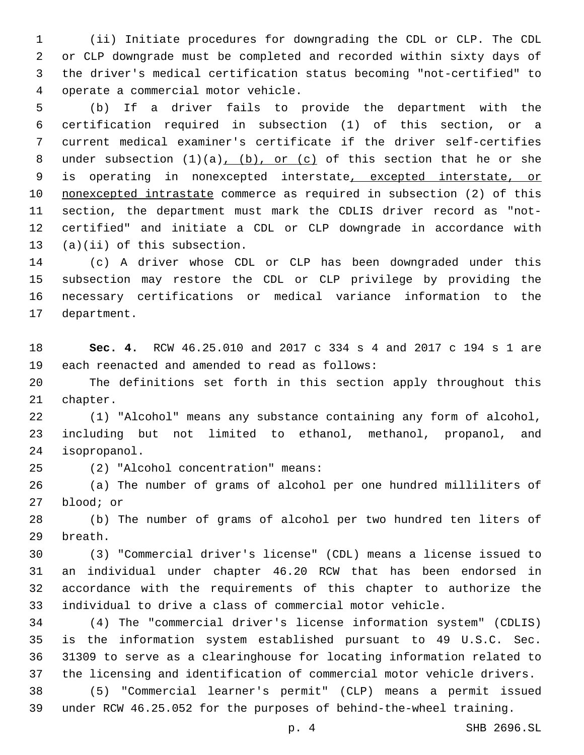(ii) Initiate procedures for downgrading the CDL or CLP. The CDL or CLP downgrade must be completed and recorded within sixty days of the driver's medical certification status becoming "not-certified" to operate a commercial motor vehicle.

(b) If a driver fails to provide the department with the certification required in subsection (1) of this section, or a current medical examiner's certificate if the driver self-certifies under subsection (1)(a), (b), or (c) of this section that he or she is operating in nonexcepted interstate, excepted interstate, or nonexcepted intrastate commerce as required in subsection (2) of this section, the department must mark the CDLIS driver record as "not-certified" and initiate a CDL or CLP downgrade in accordance with (a)(ii) of this subsection.

(c) A driver whose CDL or CLP has been downgraded under this subsection may restore the CDL or CLP privilege by providing the necessary certifications or medical variance information to the department.

**Sec. 4.** RCW 46.25.010 and 2017 c 334 s 4 and 2017 c 194 s 1 are each reenacted and amended to read as follows:

The definitions set forth in this section apply throughout this chapter.

(1) "Alcohol" means any substance containing any form of alcohol, including but not limited to ethanol, methanol, propanol, and isopropanol.

(2) "Alcohol concentration" means:

(a) The number of grams of alcohol per one hundred milliliters of blood; or

(b) The number of grams of alcohol per two hundred ten liters of breath.

(3) "Commercial driver's license" (CDL) means a license issued to an individual under chapter 46.20 RCW that has been endorsed in accordance with the requirements of this chapter to authorize the individual to drive a class of commercial motor vehicle.

(4) The "commercial driver's license information system" (CDLIS) is the information system established pursuant to 49 U.S.C. Sec. 31309 to serve as a clearinghouse for locating information related to the licensing and identification of commercial motor vehicle drivers.

(5) "Commercial learner's permit" (CLP) means a permit issued under RCW 46.25.052 for the purposes of behind-the-wheel training.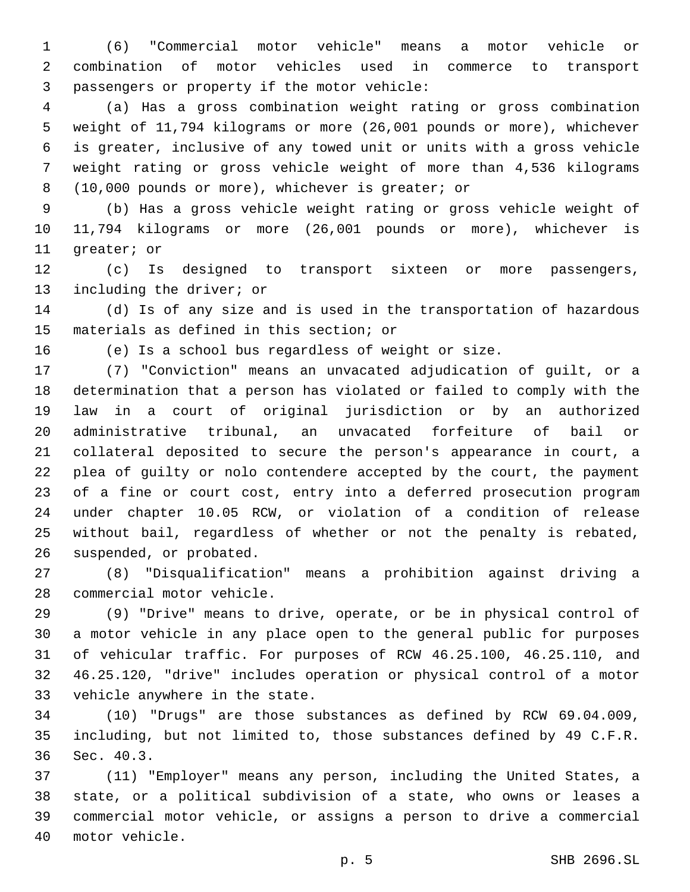(6) "Commercial motor vehicle" means a motor vehicle or combination of motor vehicles used in commerce to transport passengers or property if the motor vehicle:

(a) Has a gross combination weight rating or gross combination weight of 11,794 kilograms or more (26,001 pounds or more), whichever is greater, inclusive of any towed unit or units with a gross vehicle weight rating or gross vehicle weight of more than 4,536 kilograms (10,000 pounds or more), whichever is greater; or

(b) Has a gross vehicle weight rating or gross vehicle weight of 11,794 kilograms or more (26,001 pounds or more), whichever is greater; or

(c) Is designed to transport sixteen or more passengers, including the driver; or

(d) Is of any size and is used in the transportation of hazardous materials as defined in this section; or

(e) Is a school bus regardless of weight or size.

(7) "Conviction" means an unvacated adjudication of guilt, or a determination that a person has violated or failed to comply with the law in a court of original jurisdiction or by an authorized administrative tribunal, an unvacated forfeiture of bail or collateral deposited to secure the person's appearance in court, a plea of guilty or nolo contendere accepted by the court, the payment of a fine or court cost, entry into a deferred prosecution program under chapter 10.05 RCW, or violation of a condition of release without bail, regardless of whether or not the penalty is rebated, suspended, or probated.

(8) "Disqualification" means a prohibition against driving a commercial motor vehicle.

(9) "Drive" means to drive, operate, or be in physical control of a motor vehicle in any place open to the general public for purposes of vehicular traffic. For purposes of RCW 46.25.100, 46.25.110, and 46.25.120, "drive" includes operation or physical control of a motor vehicle anywhere in the state.

(10) "Drugs" are those substances as defined by RCW 69.04.009, including, but not limited to, those substances defined by 49 C.F.R. Sec. 40.3.

(11) "Employer" means any person, including the United States, a state, or a political subdivision of a state, who owns or leases a commercial motor vehicle, or assigns a person to drive a commercial motor vehicle.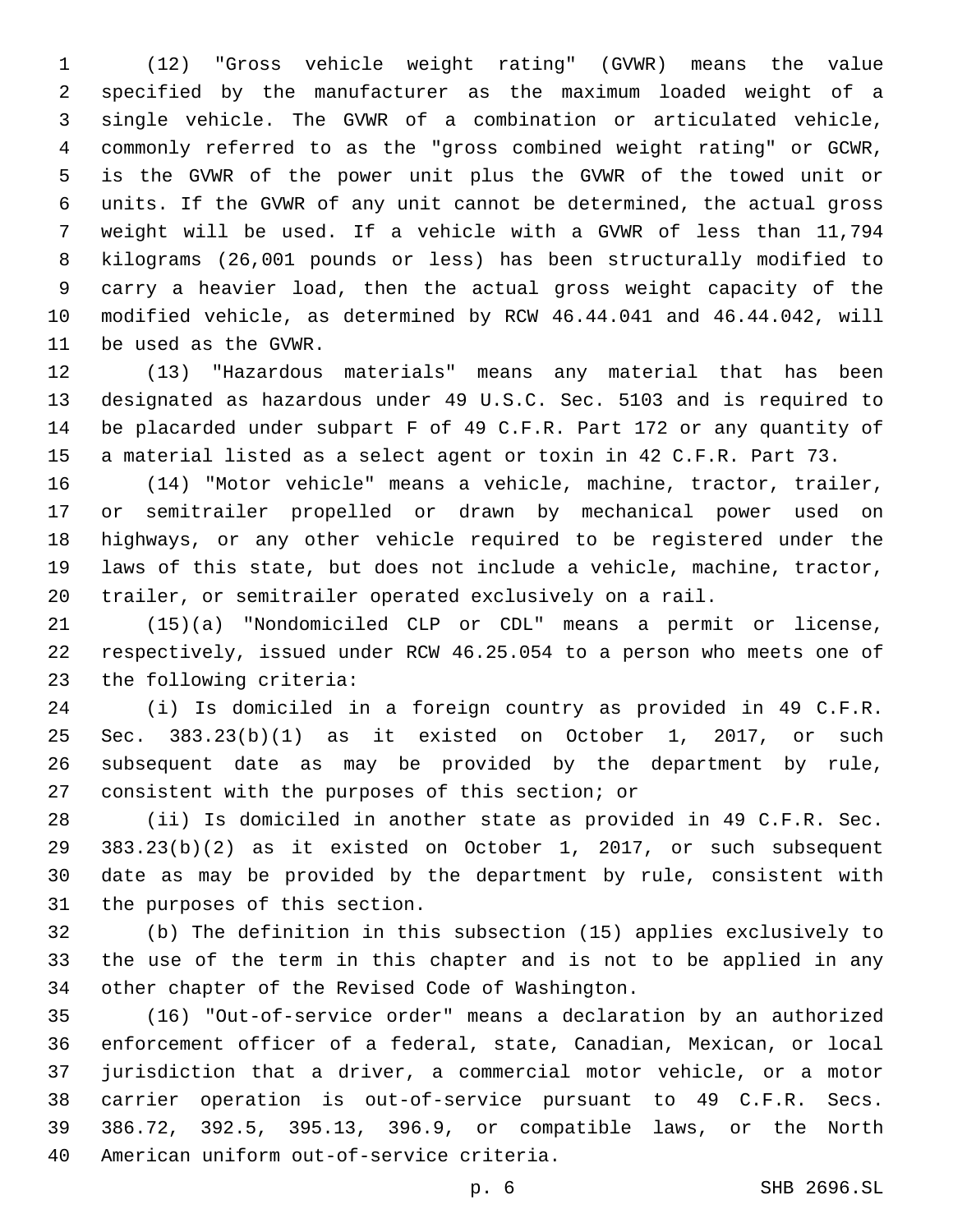(12) "Gross vehicle weight rating" (GVWR) means the value specified by the manufacturer as the maximum loaded weight of a single vehicle. The GVWR of a combination or articulated vehicle, commonly referred to as the "gross combined weight rating" or GCWR, is the GVWR of the power unit plus the GVWR of the towed unit or units. If the GVWR of any unit cannot be determined, the actual gross weight will be used. If a vehicle with a GVWR of less than 11,794 kilograms (26,001 pounds or less) has been structurally modified to carry a heavier load, then the actual gross weight capacity of the modified vehicle, as determined by RCW 46.44.041 and 46.44.042, will be used as the GVWR.

(13) "Hazardous materials" means any material that has been designated as hazardous under 49 U.S.C. Sec. 5103 and is required to be placarded under subpart F of 49 C.F.R. Part 172 or any quantity of a material listed as a select agent or toxin in 42 C.F.R. Part 73.

(14) "Motor vehicle" means a vehicle, machine, tractor, trailer, or semitrailer propelled or drawn by mechanical power used on highways, or any other vehicle required to be registered under the laws of this state, but does not include a vehicle, machine, tractor, trailer, or semitrailer operated exclusively on a rail.

(15)(a) "Nondomiciled CLP or CDL" means a permit or license, respectively, issued under RCW 46.25.054 to a person who meets one of the following criteria:

(i) Is domiciled in a foreign country as provided in 49 C.F.R. Sec. 383.23(b)(1) as it existed on October 1, 2017, or such subsequent date as may be provided by the department by rule, consistent with the purposes of this section; or

(ii) Is domiciled in another state as provided in 49 C.F.R. Sec. 383.23(b)(2) as it existed on October 1, 2017, or such subsequent date as may be provided by the department by rule, consistent with the purposes of this section.

(b) The definition in this subsection (15) applies exclusively to the use of the term in this chapter and is not to be applied in any other chapter of the Revised Code of Washington.

(16) "Out-of-service order" means a declaration by an authorized enforcement officer of a federal, state, Canadian, Mexican, or local jurisdiction that a driver, a commercial motor vehicle, or a motor carrier operation is out-of-service pursuant to 49 C.F.R. Secs. 386.72, 392.5, 395.13, 396.9, or compatible laws, or the North American uniform out-of-service criteria.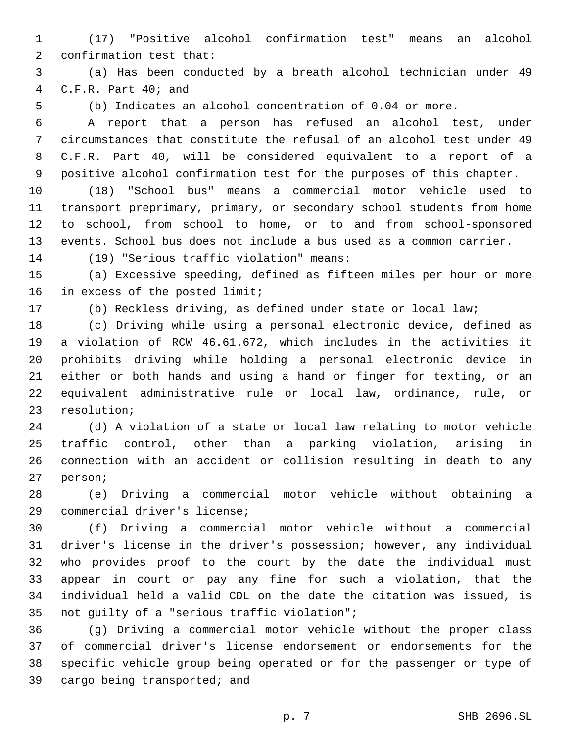(17) "Positive alcohol confirmation test" means an alcohol confirmation test that:

(a) Has been conducted by a breath alcohol technician under 49 C.F.R. Part 40; and

(b) Indicates an alcohol concentration of 0.04 or more.

A report that a person has refused an alcohol test, under circumstances that constitute the refusal of an alcohol test under 49 C.F.R. Part 40, will be considered equivalent to a report of a positive alcohol confirmation test for the purposes of this chapter.

(18) "School bus" means a commercial motor vehicle used to transport preprimary, primary, or secondary school students from home to school, from school to home, or to and from school-sponsored events. School bus does not include a bus used as a common carrier.

(19) "Serious traffic violation" means:

(a) Excessive speeding, defined as fifteen miles per hour or more in excess of the posted limit;

(b) Reckless driving, as defined under state or local law;

(c) Driving while using a personal electronic device, defined as a violation of RCW 46.61.672, which includes in the activities it prohibits driving while holding a personal electronic device in either or both hands and using a hand or finger for texting, or an equivalent administrative rule or local law, ordinance, rule, or resolution;

(d) A violation of a state or local law relating to motor vehicle traffic control, other than a parking violation, arising in connection with an accident or collision resulting in death to any person;

(e) Driving a commercial motor vehicle without obtaining a commercial driver's license;

(f) Driving a commercial motor vehicle without a commercial driver's license in the driver's possession; however, any individual who provides proof to the court by the date the individual must appear in court or pay any fine for such a violation, that the individual held a valid CDL on the date the citation was issued, is not guilty of a "serious traffic violation";

(g) Driving a commercial motor vehicle without the proper class of commercial driver's license endorsement or endorsements for the specific vehicle group being operated or for the passenger or type of cargo being transported; and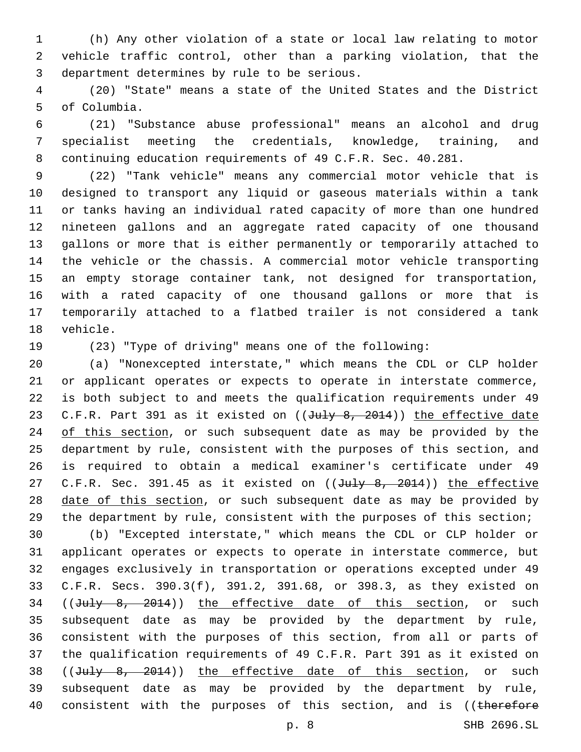(h) Any other violation of a state or local law relating to motor vehicle traffic control, other than a parking violation, that the department determines by rule to be serious.

(20) "State" means a state of the United States and the District of Columbia.

(21) "Substance abuse professional" means an alcohol and drug specialist meeting the credentials, knowledge, training, and continuing education requirements of 49 C.F.R. Sec. 40.281.

(22) "Tank vehicle" means any commercial motor vehicle that is designed to transport any liquid or gaseous materials within a tank or tanks having an individual rated capacity of more than one hundred nineteen gallons and an aggregate rated capacity of one thousand gallons or more that is either permanently or temporarily attached to the vehicle or the chassis. A commercial motor vehicle transporting an empty storage container tank, not designed for transportation, with a rated capacity of one thousand gallons or more that is temporarily attached to a flatbed trailer is not considered a tank vehicle.

(23) "Type of driving" means one of the following:

(a) "Nonexcepted interstate," which means the CDL or CLP holder or applicant operates or expects to operate in interstate commerce, is both subject to and meets the qualification requirements under 49 C.F.R. Part 391 as it existed on ((~~July 8, 2014~~)) <u>the effective date of this section</u>, or such subsequent date as may be provided by the department by rule, consistent with the purposes of this section, and is required to obtain a medical examiner's certificate under 49 C.F.R. Sec. 391.45 as it existed on ((~~July 8, 2014~~)) <u>the effective date of this section</u>, or such subsequent date as may be provided by the department by rule, consistent with the purposes of this section;

(b) "Excepted interstate," which means the CDL or CLP holder or applicant operates or expects to operate in interstate commerce, but engages exclusively in transportation or operations excepted under 49 C.F.R. Secs. 390.3(f), 391.2, 391.68, or 398.3, as they existed on ((~~July 8, 2014~~)) <u>the effective date of this section</u>, or such subsequent date as may be provided by the department by rule, consistent with the purposes of this section, from all or parts of the qualification requirements of 49 C.F.R. Part 391 as it existed on ((~~July 8, 2014~~)) <u>the effective date of this section</u>, or such subsequent date as may be provided by the department by rule, consistent with the purposes of this section, and is ((~~therefore~~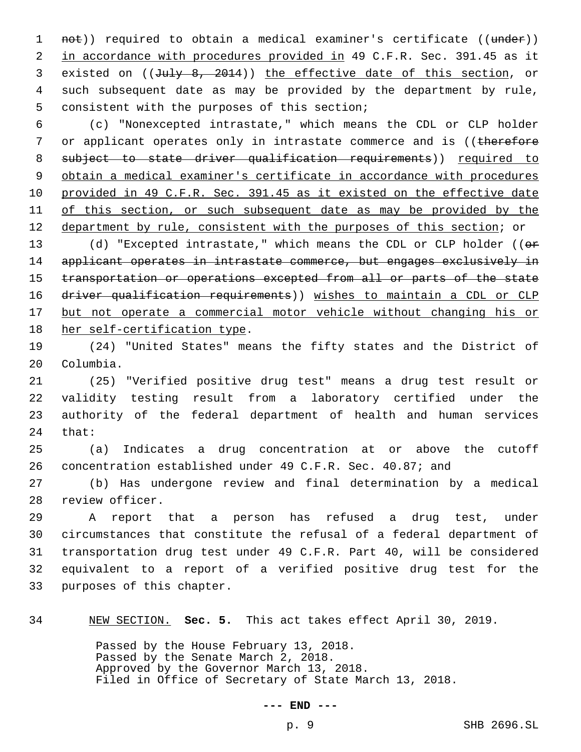not)) required to obtain a medical examiner's certificate ((under)) in accordance with procedures provided in 49 C.F.R. Sec. 391.45 as it existed on ((July 8, 2014)) the effective date of this section, or such subsequent date as may be provided by the department by rule, consistent with the purposes of this section;

(c) "Nonexcepted intrastate," which means the CDL or CLP holder or applicant operates only in intrastate commerce and is ((therefore subject to state driver qualification requirements)) required to obtain a medical examiner's certificate in accordance with procedures provided in 49 C.F.R. Sec. 391.45 as it existed on the effective date of this section, or such subsequent date as may be provided by the department by rule, consistent with the purposes of this section; or

(d) "Excepted intrastate," which means the CDL or CLP holder ((or applicant operates in intrastate commerce, but engages exclusively in transportation or operations excepted from all or parts of the state driver qualification requirements)) wishes to maintain a CDL or CLP but not operate a commercial motor vehicle without changing his or her self-certification type.

(24) "United States" means the fifty states and the District of Columbia.

(25) "Verified positive drug test" means a drug test result or validity testing result from a laboratory certified under the authority of the federal department of health and human services that:

(a) Indicates a drug concentration at or above the cutoff concentration established under 49 C.F.R. Sec. 40.87; and

(b) Has undergone review and final determination by a medical review officer.

A report that a person has refused a drug test, under circumstances that constitute the refusal of a federal department of transportation drug test under 49 C.F.R. Part 40, will be considered equivalent to a report of a verified positive drug test for the purposes of this chapter.

NEW SECTION. **Sec. 5.** This act takes effect April 30, 2019.

Passed by the House February 13, 2018.
Passed by the Senate March 2, 2018.
Approved by the Governor March 13, 2018.
Filed in Office of Secretary of State March 13, 2018.

**--- END ---**